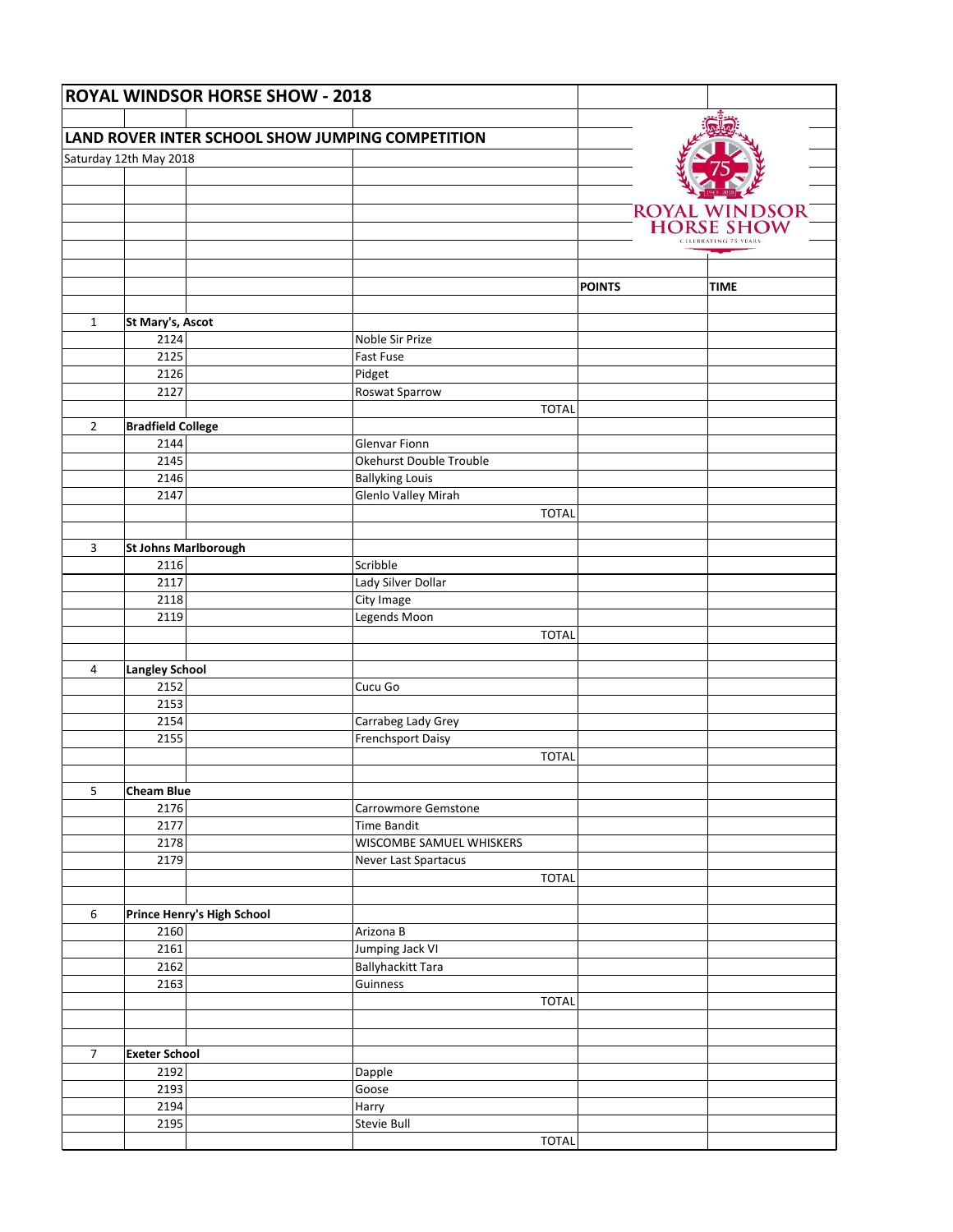# ROYAL WINDSOR HORSE SHOW - 2018

## LAND ROVER INTER SCHOOL SHOW JUMPING COMPETITION

Saturday 12th May 2018

| | | | | POINTS | TIME |
|---|---|---|---|---|---|
| 1 | **St Mary's, Ascot** | | | | |
| | 2124 | | Noble Sir Prize | | |
| | 2125 | | Fast Fuse | | |
| | 2126 | | Pidget | | |
| | 2127 | | Roswat Sparrow | | |
| | | | TOTAL | | |
| 2 | **Bradfield College** | | | | |
| | 2144 | | Glenvar Fionn | | |
| | 2145 | | Okehurst Double Trouble | | |
| | 2146 | | Ballyking Louis | | |
| | 2147 | | Glenlo Valley Mirah | | |
| | | | TOTAL | | |
| 3 | **St Johns Marlborough** | | | | |
| | 2116 | | Scribble | | |
| | 2117 | | Lady Silver Dollar | | |
| | 2118 | | City Image | | |
| | 2119 | | Legends Moon | | |
| | | | TOTAL | | |
| 4 | **Langley School** | | | | |
| | 2152 | | Cucu Go | | |
| | 2153 | | | | |
| | 2154 | | Carrabeg Lady Grey | | |
| | 2155 | | Frenchsport Daisy | | |
| | | | TOTAL | | |
| 5 | **Cheam Blue** | | | | |
| | 2176 | | Carrowmore Gemstone | | |
| | 2177 | | Time Bandit | | |
| | 2178 | | WISCOMBE SAMUEL WHISKERS | | |
| | 2179 | | Never Last Spartacus | | |
| | | | TOTAL | | |
| 6 | **Prince Henry's High School** | | | | |
| | 2160 | | Arizona B | | |
| | 2161 | | Jumping Jack VI | | |
| | 2162 | | Ballyhackitt Tara | | |
| | 2163 | | Guinness | | |
| | | | TOTAL | | |
| 7 | **Exeter School** | | | | |
| | 2192 | | Dapple | | |
| | 2193 | | Goose | | |
| | 2194 | | Harry | | |
| | 2195 | | Stevie Bull | | |
| | | | TOTAL | | |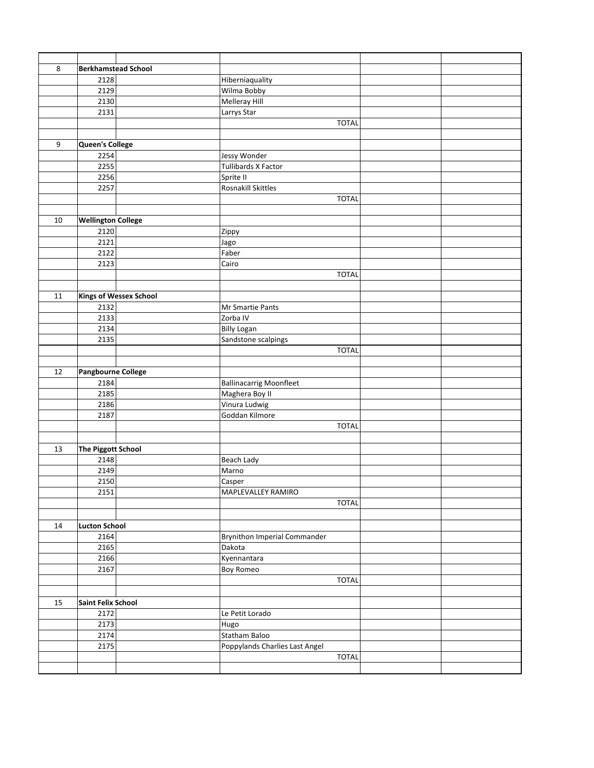| | | | | | |
|---|---|---|---|---|---|
| 8 | **Berkhamstead School** | | | | |
| | 2128 | | Hiberniaquality | | |
| | 2129 | | Wilma Bobby | | |
| | 2130 | | Melleray Hill | | |
| | 2131 | | Larrys Star | | |
| | | | TOTAL | | |
| | | | | | |
| 9 | **Queen's College** | | | | |
| | 2254 | | Jessy Wonder | | |
| | 2255 | | Tullibards X Factor | | |
| | 2256 | | Sprite II | | |
| | 2257 | | Rosnakill Skittles | | |
| | | | TOTAL | | |
| | | | | | |
| 10 | **Wellington College** | | | | |
| | 2120 | | Zippy | | |
| | 2121 | | Jago | | |
| | 2122 | | Faber | | |
| | 2123 | | Cairo | | |
| | | | TOTAL | | |
| | | | | | |
| 11 | **Kings of Wessex School** | | | | |
| | 2132 | | Mr Smartie Pants | | |
| | 2133 | | Zorba IV | | |
| | 2134 | | Billy Logan | | |
| | 2135 | | Sandstone scalpings | | |
| | | | TOTAL | | |
| | | | | | |
| 12 | **Pangbourne College** | | | | |
| | 2184 | | Ballinacarrig Moonfleet | | |
| | 2185 | | Maghera Boy II | | |
| | 2186 | | Vinura Ludwig | | |
| | 2187 | | Goddan Kilmore | | |
| | | | TOTAL | | |
| | | | | | |
| 13 | **The Piggott School** | | | | |
| | 2148 | | Beach Lady | | |
| | 2149 | | Marno | | |
| | 2150 | | Casper | | |
| | 2151 | | MAPLEVALLEY RAMIRO | | |
| | | | TOTAL | | |
| | | | | | |
| 14 | **Lucton School** | | | | |
| | 2164 | | Brynithon Imperial Commander | | |
| | 2165 | | Dakota | | |
| | 2166 | | Kyennantara | | |
| | 2167 | | Boy Romeo | | |
| | | | TOTAL | | |
| | | | | | |
| 15 | **Saint Felix School** | | | | |
| | 2172 | | Le Petit Lorado | | |
| | 2173 | | Hugo | | |
| | 2174 | | Statham Baloo | | |
| | 2175 | | Poppylands Charlies Last Angel | | |
| | | | TOTAL | | |
| | | | | | |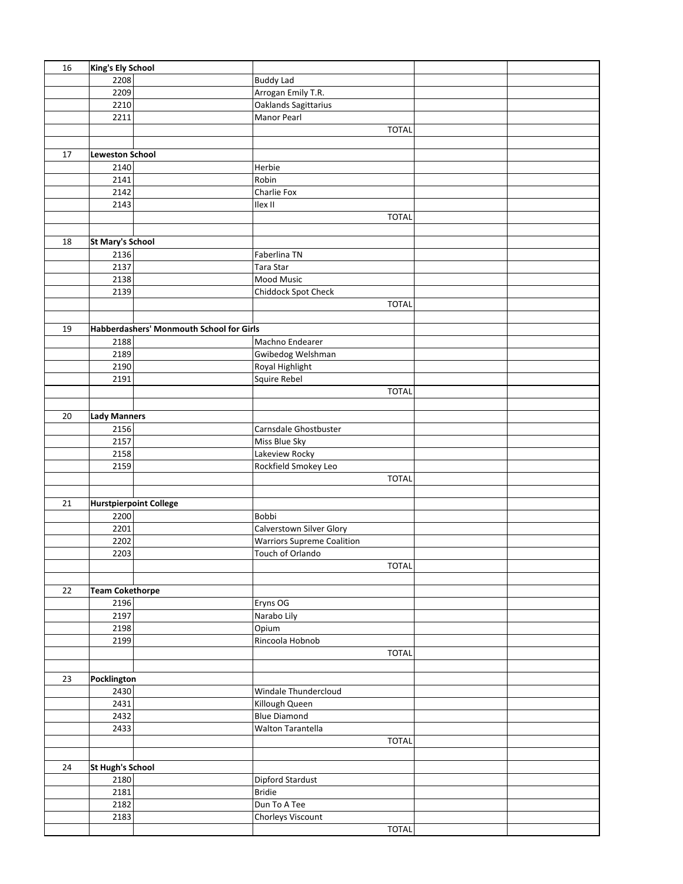| | | | | | |
|---|---|---|---|---|---|
| 16 | **King's Ely School** | | | | |
| | 2208 | | Buddy Lad | | |
| | 2209 | | Arrogan Emily T.R. | | |
| | 2210 | | Oaklands Sagittarius | | |
| | 2211 | | Manor Pearl | | |
| | | | TOTAL | | |
| | | | | | |
| 17 | **Leweston School** | | | | |
| | 2140 | | Herbie | | |
| | 2141 | | Robin | | |
| | 2142 | | Charlie Fox | | |
| | 2143 | | Ilex II | | |
| | | | TOTAL | | |
| | | | | | |
| 18 | **St Mary's School** | | | | |
| | 2136 | | Faberlina TN | | |
| | 2137 | | Tara Star | | |
| | 2138 | | Mood Music | | |
| | 2139 | | Chiddock Spot Check | | |
| | | | TOTAL | | |
| | | | | | |
| 19 | **Habberdashers' Monmouth School for Girls** | | | | |
| | 2188 | | Machno Endearer | | |
| | 2189 | | Gwibedog Welshman | | |
| | 2190 | | Royal Highlight | | |
| | 2191 | | Squire Rebel | | |
| | | | TOTAL | | |
| | | | | | |
| 20 | **Lady Manners** | | | | |
| | 2156 | | Carnsdale Ghostbuster | | |
| | 2157 | | Miss Blue Sky | | |
| | 2158 | | Lakeview Rocky | | |
| | 2159 | | Rockfield Smokey Leo | | |
| | | | TOTAL | | |
| | | | | | |
| 21 | **Hurstpierpoint College** | | | | |
| | 2200 | | Bobbi | | |
| | 2201 | | Calverstown Silver Glory | | |
| | 2202 | | Warriors Supreme Coalition | | |
| | 2203 | | Touch of Orlando | | |
| | | | TOTAL | | |
| | | | | | |
| 22 | **Team Cokethorpe** | | | | |
| | 2196 | | Eryns OG | | |
| | 2197 | | Narabo Lily | | |
| | 2198 | | Opium | | |
| | 2199 | | Rincoola Hobnob | | |
| | | | TOTAL | | |
| | | | | | |
| 23 | **Pocklington** | | | | |
| | 2430 | | Windale Thundercloud | | |
| | 2431 | | Killough Queen | | |
| | 2432 | | Blue Diamond | | |
| | 2433 | | Walton Tarantella | | |
| | | | TOTAL | | |
| | | | | | |
| 24 | **St Hugh's School** | | | | |
| | 2180 | | Dipford Stardust | | |
| | 2181 | | Bridie | | |
| | 2182 | | Dun To A Tee | | |
| | 2183 | | Chorleys Viscount | | |
| | | | TOTAL | | |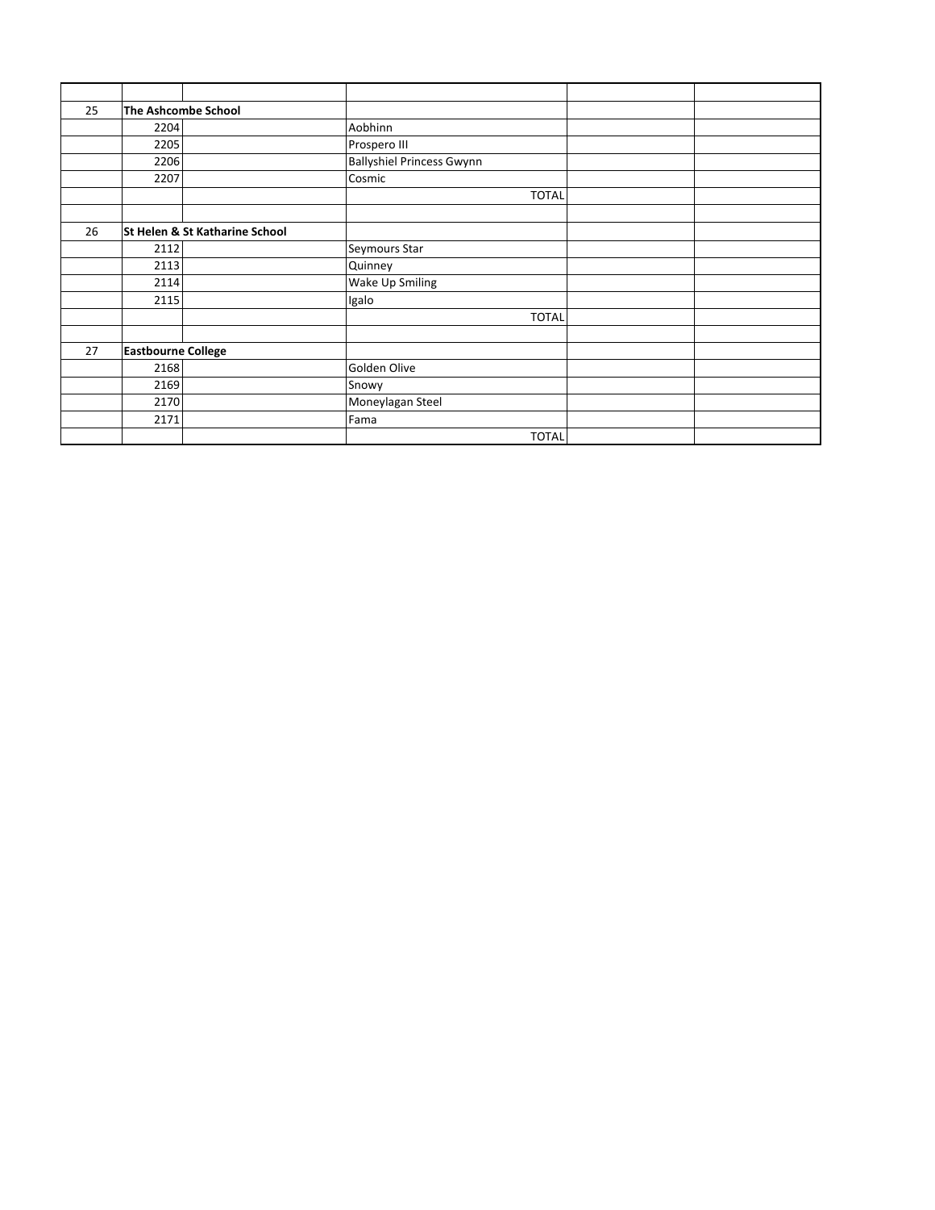| | | | | | |
|---|---|---|---|---|---|
| | | | | | |
| 25 | **The Ashcombe School** | | | | |
| | 2204 | | Aobhinn | | |
| | 2205 | | Prospero III | | |
| | 2206 | | Ballyshiel Princess Gwynn | | |
| | 2207 | | Cosmic | | |
| | | | TOTAL | | |
| | | | | | |
| 26 | **St Helen & St Katharine School** | | | | |
| | 2112 | | Seymours Star | | |
| | 2113 | | Quinney | | |
| | 2114 | | Wake Up Smiling | | |
| | 2115 | | Igalo | | |
| | | | TOTAL | | |
| | | | | | |
| 27 | **Eastbourne College** | | | | |
| | 2168 | | Golden Olive | | |
| | 2169 | | Snowy | | |
| | 2170 | | Moneylagan Steel | | |
| | 2171 | | Fama | | |
| | | | TOTAL | | |